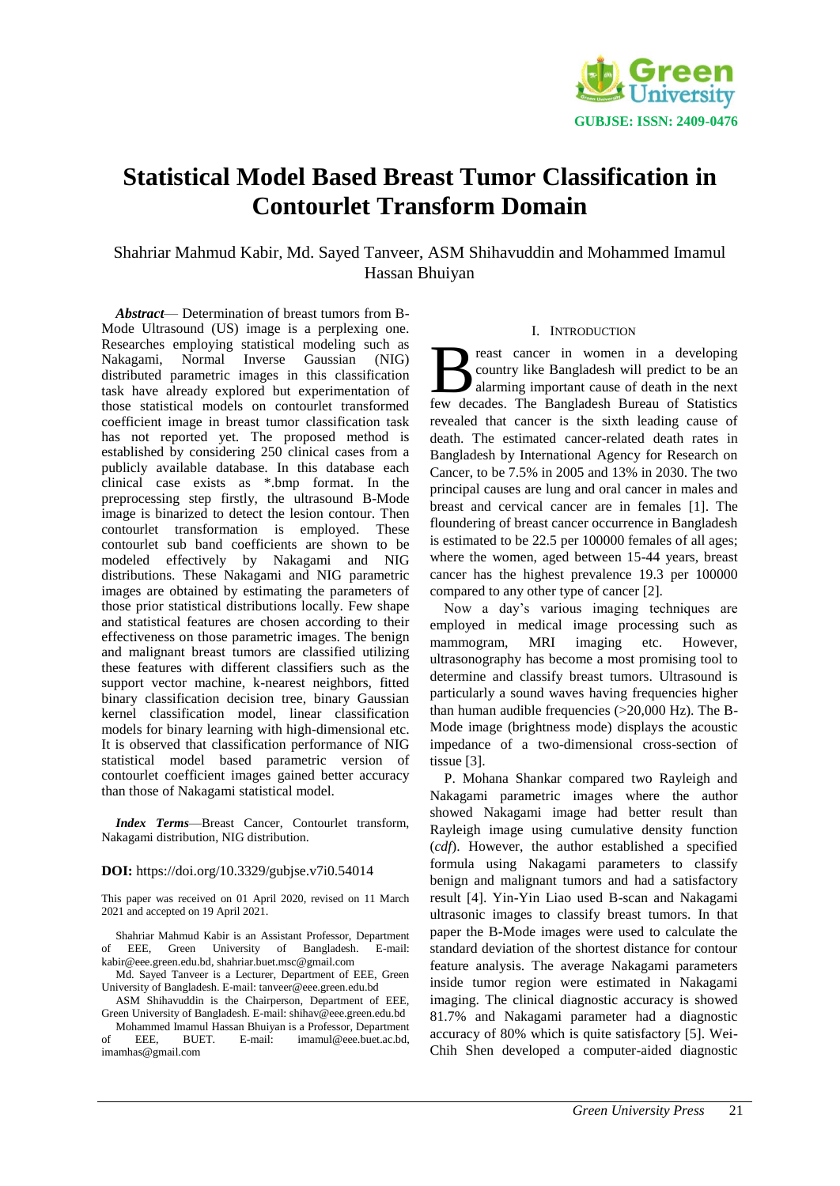# Statistical Model Based Breast Tumor Classification in Contourlet Transform Domain

Shahriar Mahmud Kabir, Md. Sayed Tanveer, ASM Shihavuddin and Mohammed Imamul Hassan Bhuiyan

***Abstract*****—** Determination of breast tumors from B-Mode Ultrasound (US) image is a perplexing one. Researches employing statistical modeling such as Nakagami, Normal Inverse Gaussian (NIG) distributed parametric images in this classification task have already explored but experimentation of those statistical models on contourlet transformed coefficient image in breast tumor classification task has not reported yet. The proposed method is established by considering 250 clinical cases from a publicly available database. In this database each clinical case exists as *.bmp format. In the preprocessing step firstly, the ultrasound B-Mode image is binarized to detect the lesion contour. Then contourlet transformation is employed. These contourlet sub band coefficients are shown to be modeled effectively by Nakagami and NIG distributions. These Nakagami and NIG parametric images are obtained by estimating the parameters of those prior statistical distributions locally. Few shape and statistical features are chosen according to their effectiveness on those parametric images. The benign and malignant breast tumors are classified utilizing these features with different classifiers such as the support vector machine, k-nearest neighbors, fitted binary classification decision tree, binary Gaussian kernel classification model, linear classification models for binary learning with high-dimensional etc. It is observed that classification performance of NIG statistical model based parametric version of contourlet coefficient images gained better accuracy than those of Nakagami statistical model.

***Index Terms*****—**Breast Cancer, Contourlet transform, Nakagami distribution, NIG distribution.

**DOI:** https://doi.org/10.3329/gubjse.v7i0.54014

This paper was received on 01 April 2020, revised on 11 March 2021 and accepted on 19 April 2021.

Shahriar Mahmud Kabir is an Assistant Professor, Department of EEE, Green University of Bangladesh. E-mail: kabir@eee.green.edu.bd, shahriar.buet.msc@gmail.com

Md. Sayed Tanveer is a Lecturer, Department of EEE, Green University of Bangladesh. E-mail: tanveer@eee.green.edu.bd

ASM Shihavuddin is the Chairperson, Department of EEE, Green University of Bangladesh. E-mail: shihav@eee.green.edu.bd

Mohammed Imamul Hassan Bhuiyan is a Professor, Department of EEE, BUET. E-mail: imamul@eee.buet.ac.bd, imamhas@gmail.com

## I. Introduction

Breast cancer in women in a developing country like Bangladesh will predict to be an alarming important cause of death in the next few decades. The Bangladesh Bureau of Statistics revealed that cancer is the sixth leading cause of death. The estimated cancer-related death rates in Bangladesh by International Agency for Research on Cancer, to be 7.5% in 2005 and 13% in 2030. The two principal causes are lung and oral cancer in males and breast and cervical cancer are in females [1]. The floundering of breast cancer occurrence in Bangladesh is estimated to be 22.5 per 100000 females of all ages; where the women, aged between 15-44 years, breast cancer has the highest prevalence 19.3 per 100000 compared to any other type of cancer [2].

Now a day's various imaging techniques are employed in medical image processing such as mammogram, MRI imaging etc. However, ultrasonography has become a most promising tool to determine and classify breast tumors. Ultrasound is particularly a sound waves having frequencies higher than human audible frequencies (>20,000 Hz). The B-Mode image (brightness mode) displays the acoustic impedance of a two-dimensional cross-section of tissue [3].

P. Mohana Shankar compared two Rayleigh and Nakagami parametric images where the author showed Nakagami image had better result than Rayleigh image using cumulative density function (*cdf*). However, the author established a specified formula using Nakagami parameters to classify benign and malignant tumors and had a satisfactory result [4]. Yin-Yin Liao used B-scan and Nakagami ultrasonic images to classify breast tumors. In that paper the B-Mode images were used to calculate the standard deviation of the shortest distance for contour feature analysis. The average Nakagami parameters inside tumor region were estimated in Nakagami imaging. The clinical diagnostic accuracy is showed 81.7% and Nakagami parameter had a diagnostic accuracy of 80% which is quite satisfactory [5]. Wei-Chih Shen developed a computer-aided diagnostic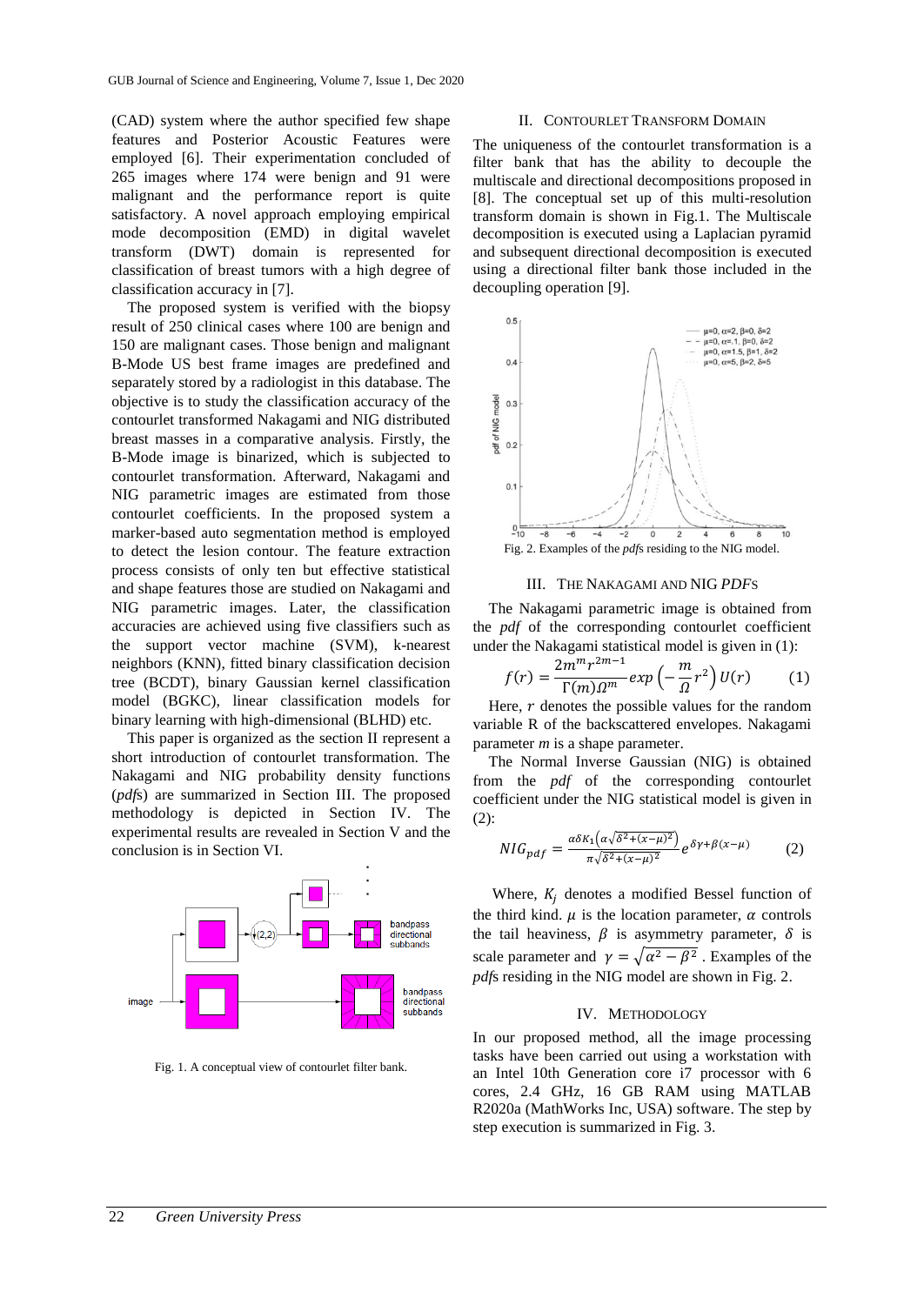(CAD) system where the author specified few shape features and Posterior Acoustic Features were employed [6]. Their experimentation concluded of 265 images where 174 were benign and 91 were malignant and the performance report is quite satisfactory. A novel approach employing empirical mode decomposition (EMD) in digital wavelet transform (DWT) domain is represented for classification of breast tumors with a high degree of classification accuracy in [7].

The proposed system is verified with the biopsy result of 250 clinical cases where 100 are benign and 150 are malignant cases. Those benign and malignant B-Mode US best frame images are predefined and separately stored by a radiologist in this database. The objective is to study the classification accuracy of the contourlet transformed Nakagami and NIG distributed breast masses in a comparative analysis. Firstly, the B-Mode image is binarized, which is subjected to contourlet transformation. Afterward, Nakagami and NIG parametric images are estimated from those contourlet coefficients. In the proposed system a marker-based auto segmentation method is employed to detect the lesion contour. The feature extraction process consists of only ten but effective statistical and shape features those are studied on Nakagami and NIG parametric images. Later, the classification accuracies are achieved using five classifiers such as the support vector machine (SVM), k-nearest neighbors (KNN), fitted binary classification decision tree (BCDT), binary Gaussian kernel classification model (BGKC), linear classification models for binary learning with high-dimensional (BLHD) etc.

This paper is organized as the section II represent a short introduction of contourlet transformation. The Nakagami and NIG probability density functions (*pdf*s) are summarized in Section III. The proposed methodology is depicted in Section IV. The experimental results are revealed in Section V and the conclusion is in Section VI.

Fig. 1. A conceptual view of contourlet filter bank.

## II. Contourlet Transform Domain

The uniqueness of the contourlet transformation is a filter bank that has the ability to decouple the multiscale and directional decompositions proposed in [8]. The conceptual set up of this multi-resolution transform domain is shown in Fig.1. The Multiscale decomposition is executed using a Laplacian pyramid and subsequent directional decomposition is executed using a directional filter bank those included in the decoupling operation [9].

Fig. 2. Examples of the *pdf*s residing to the NIG model.

## III. The Nakagami and NIG *PDF*s

The Nakagami parametric image is obtained from the *pdf* of the corresponding contourlet coefficient under the Nakagami statistical model is given in (1):

$$f(r) = \frac{2m^m r^{2m-1}}{\Gamma(m)\Omega^m} exp\left(-\frac{m}{\Omega}r^2\right)U(r) \qquad (1)$$

Here, $r$ denotes the possible values for the random variable R of the backscattered envelopes. Nakagami parameter $m$ is a shape parameter.

The Normal Inverse Gaussian (NIG) is obtained from the *pdf* of the corresponding contourlet coefficient under the NIG statistical model is given in (2):

$$NIG_{pdf} = \frac{\alpha\delta K_1\left(\alpha\sqrt{\delta^2+(x-\mu)^2}\right)}{\pi\sqrt{\delta^2+(x-\mu)^2}} e^{\delta\gamma+\beta(x-\mu)} \qquad (2)$$

Where, $K_j$ denotes a modified Bessel function of the third kind. $\mu$ is the location parameter, $\alpha$ controls the tail heaviness, $\beta$ is asymmetry parameter, $\delta$ is scale parameter and $\gamma = \sqrt{\alpha^2 - \beta^2}$. Examples of the *pdf*s residing in the NIG model are shown in Fig. 2.

## IV. Methodology

In our proposed method, all the image processing tasks have been carried out using a workstation with an Intel 10th Generation core i7 processor with 6 cores, 2.4 GHz, 16 GB RAM using MATLAB R2020a (MathWorks Inc, USA) software. The step by step execution is summarized in Fig. 3.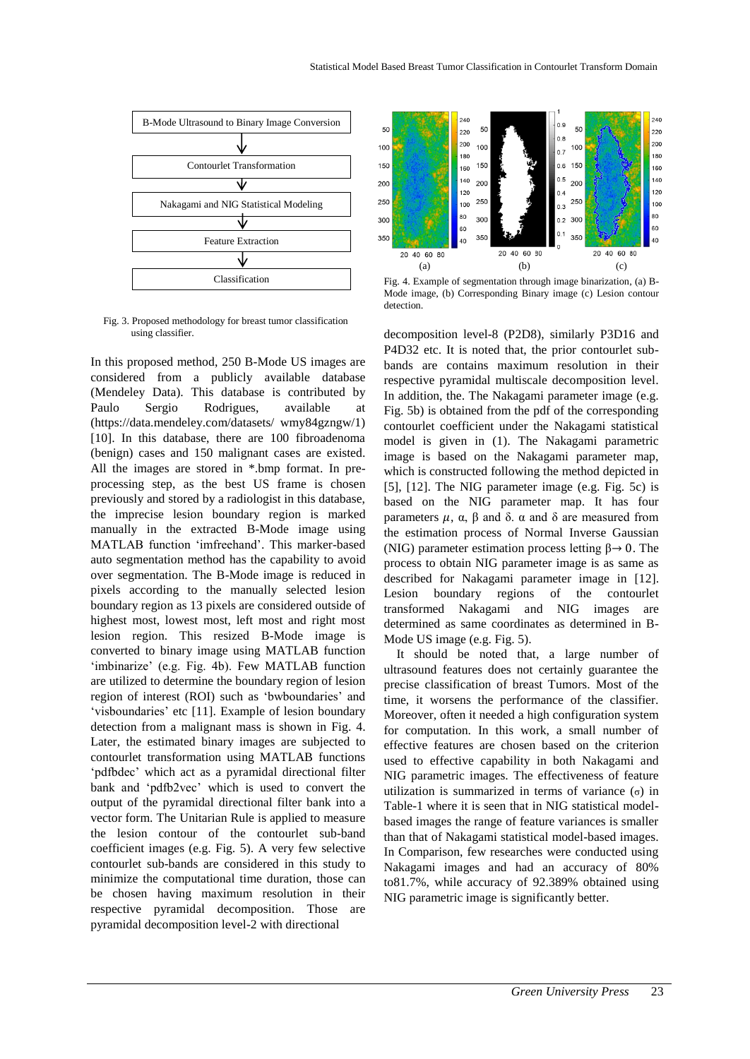Fig. 3. Proposed methodology for breast tumor classification using classifier.

Fig. 4. Example of segmentation through image binarization, (a) B-Mode image, (b) Corresponding Binary image (c) Lesion contour detection.

In this proposed method, 250 B-Mode US images are considered from a publicly available database (Mendeley Data). This database is contributed by Paulo Sergio Rodrigues, available at (https://data.mendeley.com/datasets/ wmy84gzngw/1) [10]. In this database, there are 100 fibroadenoma (benign) cases and 150 malignant cases are existed. All the images are stored in *.bmp format. In pre-processing step, as the best US frame is chosen previously and stored by a radiologist in this database, the imprecise lesion boundary region is marked manually in the extracted B-Mode image using MATLAB function 'imfreehand'. This marker-based auto segmentation method has the capability to avoid over segmentation. The B-Mode image is reduced in pixels according to the manually selected lesion boundary region as 13 pixels are considered outside of highest most, lowest most, left most and right most lesion region. This resized B-Mode image is converted to binary image using MATLAB function 'imbinarize' (e.g. Fig. 4b). Few MATLAB function are utilized to determine the boundary region of lesion region of interest (ROI) such as 'bwboundaries' and 'visboundaries' etc [11]. Example of lesion boundary detection from a malignant mass is shown in Fig. 4. Later, the estimated binary images are subjected to contourlet transformation using MATLAB functions 'pdfbdec' which act as a pyramidal directional filter bank and 'pdfb2vec' which is used to convert the output of the pyramidal directional filter bank into a vector form. The Unitarian Rule is applied to measure the lesion contour of the contourlet sub-band coefficient images (e.g. Fig. 5). A very few selective contourlet sub-bands are considered in this study to minimize the computational time duration, those can be chosen having maximum resolution in their respective pyramidal decomposition. Those are pyramidal decomposition level-2 with directional decomposition level-8 (P2D8), similarly P3D16 and P4D32 etc. It is noted that, the prior contourlet sub-bands are contains maximum resolution in their respective pyramidal multiscale decomposition level. In addition, the. The Nakagami parameter image (e.g. Fig. 5b) is obtained from the pdf of the corresponding contourlet coefficient under the Nakagami statistical model is given in (1). The Nakagami parametric image is based on the Nakagami parameter map, which is constructed following the method depicted in [5], [12]. The NIG parameter image (e.g. Fig. 5c) is based on the NIG parameter map. It has four parameters $\mu$, α, β and δ. α and δ are measured from the estimation process of Normal Inverse Gaussian (NIG) parameter estimation process letting $\beta \rightarrow 0$. The process to obtain NIG parameter image is as same as described for Nakagami parameter image in [12]. Lesion boundary regions of the contourlet transformed Nakagami and NIG images are determined as same coordinates as determined in B-Mode US image (e.g. Fig. 5).

It should be noted that, a large number of ultrasound features does not certainly guarantee the precise classification of breast Tumors. Most of the time, it worsens the performance of the classifier. Moreover, often it needed a high configuration system for computation. In this work, a small number of effective features are chosen based on the criterion used to effective capability in both Nakagami and NIG parametric images. The effectiveness of feature utilization is summarized in terms of variance ($\sigma$) in Table-1 where it is seen that in NIG statistical model-based images the range of feature variances is smaller than that of Nakagami statistical model-based images. In Comparison, few researches were conducted using Nakagami images and had an accuracy of 80% to81.7%, while accuracy of 92.389% obtained using NIG parametric image is significantly better.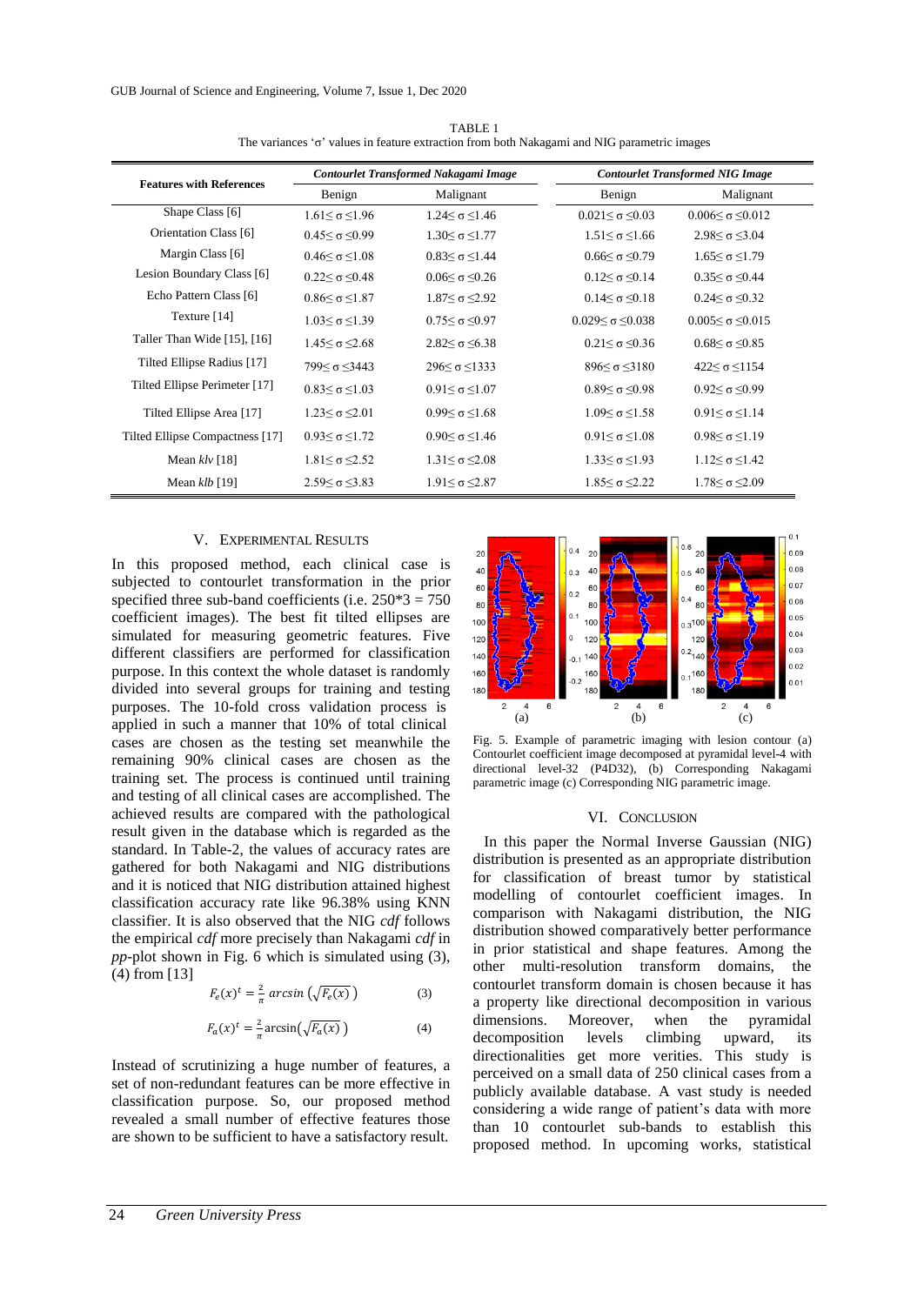TABLE 1
The variances 'σ' values in feature extraction from both Nakagami and NIG parametric images

| Features with References | *Contourlet Transformed Nakagami Image* | | *Contourlet Transformed NIG Image* | |
|---|---|---|---|---|
| | Benign | Malignant | Benign | Malignant |
| Shape Class [6] | $1.61 \leq \sigma \leq 1.96$ | $1.24 \leq \sigma \leq 1.46$ | $0.021 \leq \sigma \leq 0.03$ | $0.006 \leq \sigma \leq 0.012$ |
| Orientation Class [6] | $0.45 \leq \sigma \leq 0.99$ | $1.30 \leq \sigma \leq 1.77$ | $1.51 \leq \sigma \leq 1.66$ | $2.98 \leq \sigma \leq 3.04$ |
| Margin Class [6] | $0.46 \leq \sigma \leq 1.08$ | $0.83 \leq \sigma \leq 1.44$ | $0.66 \leq \sigma \leq 0.79$ | $1.65 \leq \sigma \leq 1.79$ |
| Lesion Boundary Class [6] | $0.22 \leq \sigma \leq 0.48$ | $0.06 \leq \sigma \leq 0.26$ | $0.12 \leq \sigma \leq 0.14$ | $0.35 \leq \sigma \leq 0.44$ |
| Echo Pattern Class [6] | $0.86 \leq \sigma \leq 1.87$ | $1.87 \leq \sigma \leq 2.92$ | $0.14 \leq \sigma \leq 0.18$ | $0.24 \leq \sigma \leq 0.32$ |
| Texture [14] | $1.03 \leq \sigma \leq 1.39$ | $0.75 \leq \sigma \leq 0.97$ | $0.029 \leq \sigma \leq 0.038$ | $0.005 \leq \sigma \leq 0.015$ |
| Taller Than Wide [15], [16] | $1.45 \leq \sigma \leq 2.68$ | $2.82 \leq \sigma \leq 6.38$ | $0.21 \leq \sigma \leq 0.36$ | $0.68 \leq \sigma \leq 0.85$ |
| Tilted Ellipse Radius [17] | $799 \leq \sigma \leq 3443$ | $296 \leq \sigma \leq 1333$ | $896 \leq \sigma \leq 3180$ | $422 \leq \sigma \leq 1154$ |
| Tilted Ellipse Perimeter [17] | $0.83 \leq \sigma \leq 1.03$ | $0.91 \leq \sigma \leq 1.07$ | $0.89 \leq \sigma \leq 0.98$ | $0.92 \leq \sigma \leq 0.99$ |
| Tilted Ellipse Area [17] | $1.23 \leq \sigma \leq 2.01$ | $0.99 \leq \sigma \leq 1.68$ | $1.09 \leq \sigma \leq 1.58$ | $0.91 \leq \sigma \leq 1.14$ |
| Tilted Ellipse Compactness [17] | $0.93 \leq \sigma \leq 1.72$ | $0.90 \leq \sigma \leq 1.46$ | $0.91 \leq \sigma \leq 1.08$ | $0.98 \leq \sigma \leq 1.19$ |
| Mean *klv* [18] | $1.81 \leq \sigma \leq 2.52$ | $1.31 \leq \sigma \leq 2.08$ | $1.33 \leq \sigma \leq 1.93$ | $1.12 \leq \sigma \leq 1.42$ |
| Mean *klb* [19] | $2.59 \leq \sigma \leq 3.83$ | $1.91 \leq \sigma \leq 2.87$ | $1.85 \leq \sigma \leq 2.22$ | $1.78 \leq \sigma \leq 2.09$ |

## V. Experimental Results

In this proposed method, each clinical case is subjected to contourlet transformation in the prior specified three sub-band coefficients (i.e. 250*3 = 750 coefficient images). The best fit tilted ellipses are simulated for measuring geometric features. Five different classifiers are performed for classification purpose. In this context the whole dataset is randomly divided into several groups for training and testing purposes. The 10-fold cross validation process is applied in such a manner that 10% of total clinical cases are chosen as the testing set meanwhile the remaining 90% clinical cases are chosen as the training set. The process is continued until training and testing of all clinical cases are accomplished. The achieved results are compared with the pathological result given in the database which is regarded as the standard. In Table-2, the values of accuracy rates are gathered for both Nakagami and NIG distributions and it is noticed that NIG distribution attained highest classification accuracy rate like 96.38% using KNN classifier. It is also observed that the NIG *cdf* follows the empirical *cdf* more precisely than Nakagami *cdf* in *pp*-plot shown in Fig. 6 which is simulated using (3), (4) from [13]

$$F_e(x)^t = \frac{2}{\pi}\, arcsin\left(\sqrt{F_e(x)}\right) \qquad (3)$$

$$F_a(x)^t = \frac{2}{\pi}\arcsin\left(\sqrt{F_a(x)}\right) \qquad (4)$$

Instead of scrutinizing a huge number of features, a set of non-redundant features can be more effective in classification purpose. So, our proposed method revealed a small number of effective features those are shown to be sufficient to have a satisfactory result.

Fig. 5. Example of parametric imaging with lesion contour (a) Contourlet coefficient image decomposed at pyramidal level-4 with directional level-32 (P4D32), (b) Corresponding Nakagami parametric image (c) Corresponding NIG parametric image.

## VI. Conclusion

In this paper the Normal Inverse Gaussian (NIG) distribution is presented as an appropriate distribution for classification of breast tumor by statistical modelling of contourlet coefficient images. In comparison with Nakagami distribution, the NIG distribution showed comparatively better performance in prior statistical and shape features. Among the other multi-resolution transform domains, the contourlet transform domain is chosen because it has a property like directional decomposition in various dimensions. Moreover, when the pyramidal decomposition levels climbing upward, its directionalities get more verities. This study is perceived on a small data of 250 clinical cases from a publicly available database. A vast study is needed considering a wide range of patient's data with more than 10 contourlet sub-bands to establish this proposed method. In upcoming works, statistical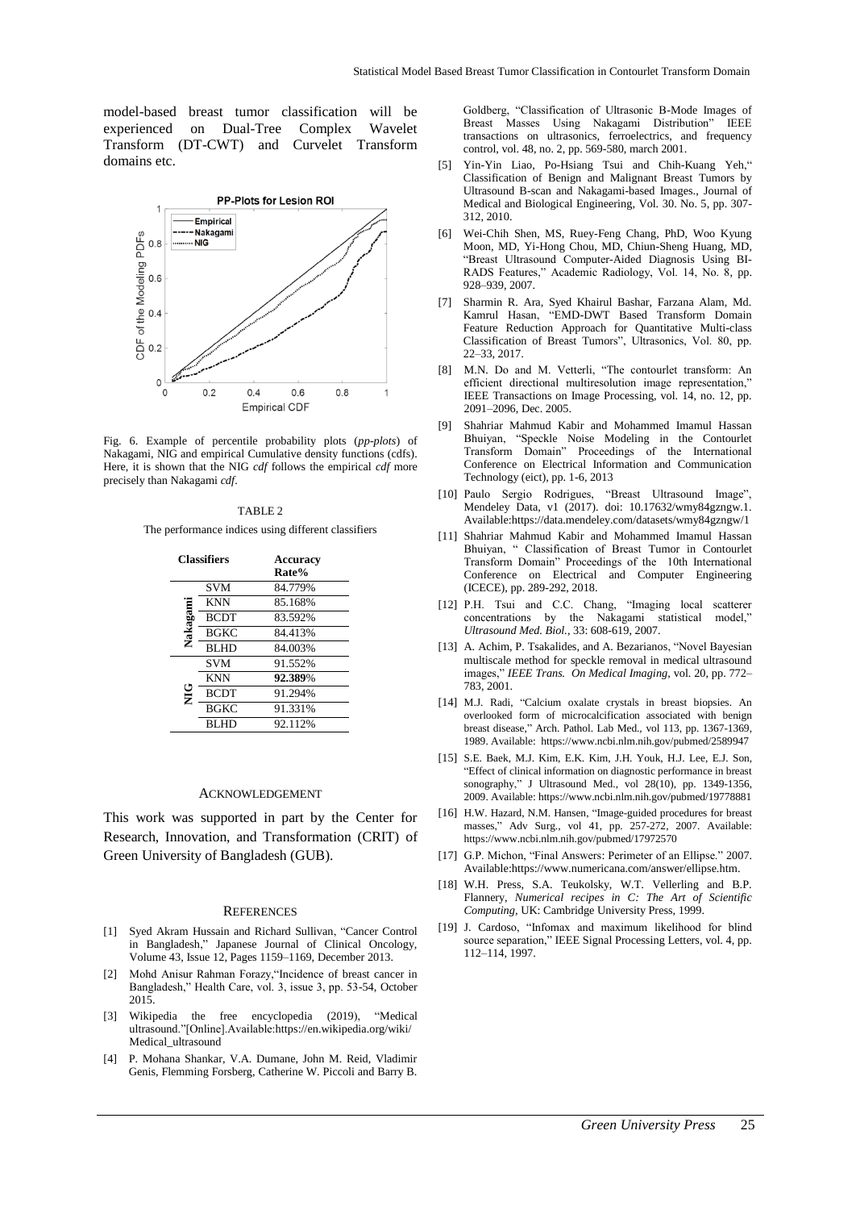model-based breast tumor classification will be experienced on Dual-Tree Complex Wavelet Transform (DT-CWT) and Curvelet Transform domains etc.

Fig. 6. Example of percentile probability plots (*pp-plots*) of Nakagami, NIG and empirical Cumulative density functions (cdfs). Here, it is shown that the NIG *cdf* follows the empirical *cdf* more precisely than Nakagami *cdf*.

TABLE 2

The performance indices using different classifiers

| Classifiers | | Accuracy Rate% |
|---|---|---|
| Nakagami | SVM | 84.779% |
| | KNN | 85.168% |
| | BCDT | 83.592% |
| | BGKC | 84.413% |
| | BLHD | 84.003% |
| NIG | SVM | 91.552% |
| | KNN | **92.389**% |
| | BCDT | 91.294% |
| | BGKC | 91.331% |
| | BLHD | 92.112% |

## ACKNOWLEDGEMENT

This work was supported in part by the Center for Research, Innovation, and Transformation (CRIT) of Green University of Bangladesh (GUB).

## REFERENCES

[1] Syed Akram Hussain and Richard Sullivan, "Cancer Control in Bangladesh," Japanese Journal of Clinical Oncology, Volume 43, Issue 12, Pages 1159–1169, December 2013.

[2] Mohd Anisur Rahman Forazy,"Incidence of breast cancer in Bangladesh," Health Care, vol. 3, issue 3, pp. 53-54, October 2015.

[3] Wikipedia the free encyclopedia (2019), "Medical ultrasound."[Online].Available:https://en.wikipedia.org/wiki/Medical_ultrasound

[4] P. Mohana Shankar, V.A. Dumane, John M. Reid, Vladimir Genis, Flemming Forsberg, Catherine W. Piccoli and Barry B. Goldberg, "Classification of Ultrasonic B-Mode Images of Breast Masses Using Nakagami Distribution" IEEE transactions on ultrasonics, ferroelectrics, and frequency control, vol. 48, no. 2, pp. 569-580, march 2001.

[5] Yin-Yin Liao, Po-Hsiang Tsui and Chih-Kuang Yeh," Classification of Benign and Malignant Breast Tumors by Ultrasound B-scan and Nakagami-based Images., Journal of Medical and Biological Engineering, Vol. 30. No. 5, pp. 307-312, 2010.

[6] Wei-Chih Shen, MS, Ruey-Feng Chang, PhD, Woo Kyung Moon, MD, Yi-Hong Chou, MD, Chiun-Sheng Huang, MD, "Breast Ultrasound Computer-Aided Diagnosis Using BI-RADS Features," Academic Radiology, Vol. 14, No. 8, pp. 928–939, 2007.

[7] Sharmin R. Ara, Syed Khairul Bashar, Farzana Alam, Md. Kamrul Hasan, "EMD-DWT Based Transform Domain Feature Reduction Approach for Quantitative Multi-class Classification of Breast Tumors", Ultrasonics, Vol. 80, pp. 22–33, 2017.

[8] M.N. Do and M. Vetterli, "The contourlet transform: An efficient directional multiresolution image representation," IEEE Transactions on Image Processing, vol. 14, no. 12, pp. 2091–2096, Dec. 2005.

[9] Shahriar Mahmud Kabir and Mohammed Imamul Hassan Bhuiyan, "Speckle Noise Modeling in the Contourlet Transform Domain" Proceedings of the International Conference on Electrical Information and Communication Technology (eict), pp. 1-6, 2013

[10] Paulo Sergio Rodrigues, "Breast Ultrasound Image", Mendeley Data, v1 (2017). doi: 10.17632/wmy84gzngw.1. Available:https://data.mendeley.com/datasets/wmy84gzngw/1

[11] Shahriar Mahmud Kabir and Mohammed Imamul Hassan Bhuiyan, " Classification of Breast Tumor in Contourlet Transform Domain" Proceedings of the 10th International Conference on Electrical and Computer Engineering (ICECE), pp. 289-292, 2018.

[12] P.H. Tsui and C.C. Chang, "Imaging local scatterer concentrations by the Nakagami statistical model," *Ultrasound Med. Biol.*, 33: 608-619, 2007.

[13] A. Achim, P. Tsakalides, and A. Bezarianos, "Novel Bayesian multiscale method for speckle removal in medical ultrasound images," *IEEE Trans. On Medical Imaging*, vol. 20, pp. 772–783, 2001.

[14] M.J. Radi, "Calcium oxalate crystals in breast biopsies. An overlooked form of microcalcification associated with benign breast disease," Arch. Pathol. Lab Med., vol 113, pp. 1367-1369, 1989. Available: https://www.ncbi.nlm.nih.gov/pubmed/2589947

[15] S.E. Baek, M.J. Kim, E.K. Kim, J.H. Youk, H.J. Lee, E.J. Son, "Effect of clinical information on diagnostic performance in breast sonography," J Ultrasound Med., vol 28(10), pp. 1349-1356, 2009. Available: https://www.ncbi.nlm.nih.gov/pubmed/19778881

[16] H.W. Hazard, N.M. Hansen, "Image-guided procedures for breast masses," Adv Surg., vol 41, pp. 257-272, 2007. Available: https://www.ncbi.nlm.nih.gov/pubmed/17972570

[17] G.P. Michon, "Final Answers: Perimeter of an Ellipse." 2007. Available:https://www.numericana.com/answer/ellipse.htm.

[18] W.H. Press, S.A. Teukolsky, W.T. Vellerling and B.P. Flannery, *Numerical recipes in C: The Art of Scientific Computing*, UK: Cambridge University Press, 1999.

[19] J. Cardoso, "Infomax and maximum likelihood for blind source separation," IEEE Signal Processing Letters, vol. 4, pp. 112–114, 1997.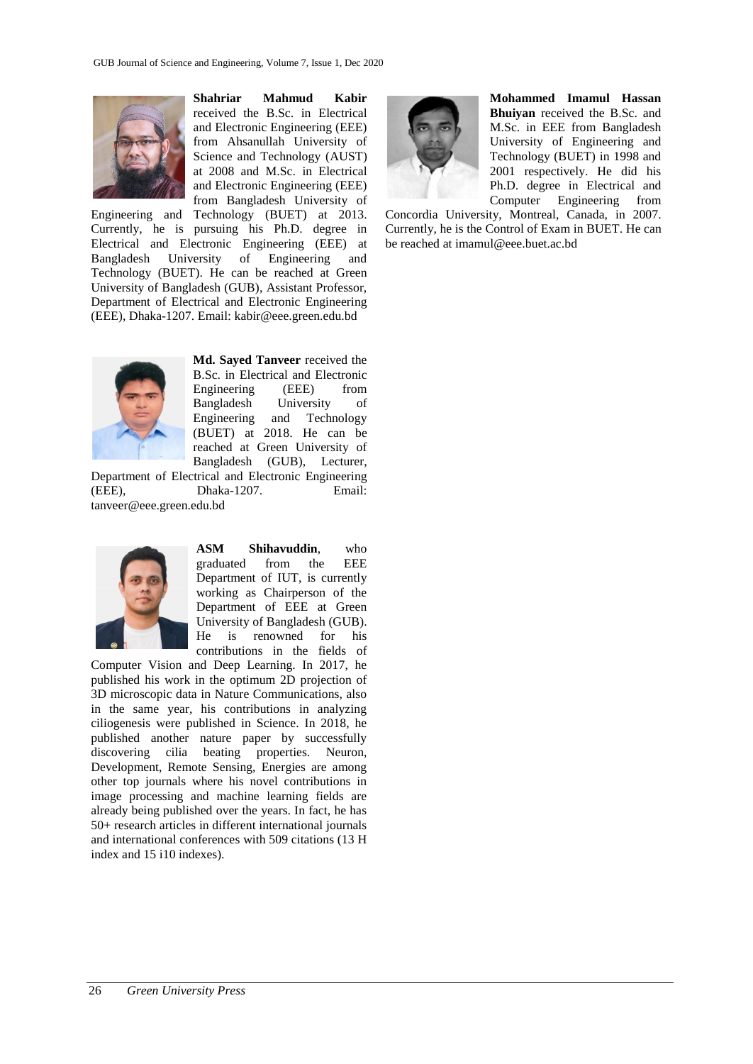**Shahriar Mahmud Kabir** received the B.Sc. in Electrical and Electronic Engineering (EEE) from Ahsanullah University of Science and Technology (AUST) at 2008 and M.Sc. in Electrical and Electronic Engineering (EEE) from Bangladesh University of Engineering and Technology (BUET) at 2013. Currently, he is pursuing his Ph.D. degree in Electrical and Electronic Engineering (EEE) at Bangladesh University of Engineering and Technology (BUET). He can be reached at Green University of Bangladesh (GUB), Assistant Professor, Department of Electrical and Electronic Engineering (EEE), Dhaka-1207. Email: kabir@eee.green.edu.bd

**Md. Sayed Tanveer** received the B.Sc. in Electrical and Electronic Engineering (EEE) from Bangladesh University of Engineering and Technology (BUET) at 2018. He can be reached at Green University of Bangladesh (GUB), Lecturer, Department of Electrical and Electronic Engineering (EEE), Dhaka-1207. Email: tanveer@eee.green.edu.bd

**ASM Shihavuddin**, who graduated from the EEE Department of IUT, is currently working as Chairperson of the Department of EEE at Green University of Bangladesh (GUB). He is renowned for his contributions in the fields of Computer Vision and Deep Learning. In 2017, he published his work in the optimum 2D projection of 3D microscopic data in Nature Communications, also in the same year, his contributions in analyzing ciliogenesis were published in Science. In 2018, he published another nature paper by successfully discovering cilia beating properties. Neuron, Development, Remote Sensing, Energies are among other top journals where his novel contributions in image processing and machine learning fields are already being published over the years. In fact, he has 50+ research articles in different international journals and international conferences with 509 citations (13 H index and 15 i10 indexes).

**Mohammed Imamul Hassan Bhuiyan** received the B.Sc. and M.Sc. in EEE from Bangladesh University of Engineering and Technology (BUET) in 1998 and 2001 respectively. He did his Ph.D. degree in Electrical and Computer Engineering from Concordia University, Montreal, Canada, in 2007. Currently, he is the Control of Exam in BUET. He can be reached at imamul@eee.buet.ac.bd